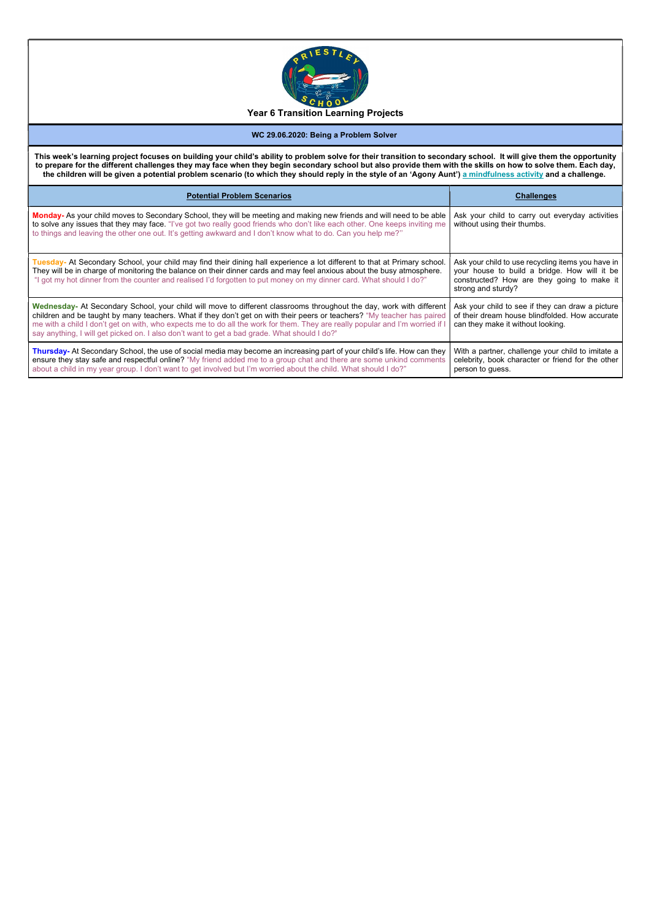# Year 6 Transition Learning Projects

## WC 29.06.2020: Being a Problem Solver

**This week's learning project focuses on building your child's ability to problem solve for their transition to secondary school. It will give them the opportunity to prepare for the different challenges they may face when they begin secondary school but also provide them with the skills on how to solve them. Each day, the children will be given a potential problem scenario (to which they should reply in the style of an 'Agony Aunt') a mindfulness activity and a challenge.**

| **Potential Problem Scenarios** | **Challenges** |
|---|---|
| **Monday-** As your child moves to Secondary School, they will be meeting and making new friends and will need to be able to solve any issues that they may face. "I've got two really good friends who don't like each other. One keeps inviting me to things and leaving the other one out. It's getting awkward and I don't know what to do. Can you help me?" | Ask your child to carry out everyday activities without using their thumbs. |
| **Tuesday-** At Secondary School, your child may find their dining hall experience a lot different to that at Primary school. They will be in charge of monitoring the balance on their dinner cards and may feel anxious about the busy atmosphere. "I got my hot dinner from the counter and realised I'd forgotten to put money on my dinner card. What should I do?" | Ask your child to use recycling items you have in your house to build a bridge. How will it be constructed? How are they going to make it strong and sturdy? |
| **Wednesday-** At Secondary School, your child will move to different classrooms throughout the day, work with different children and be taught by many teachers. What if they don't get on with their peers or teachers? "My teacher has paired me with a child I don't get on with, who expects me to do all the work for them. They are really popular and I'm worried if I say anything, I will get picked on. I also don't want to get a bad grade. What should I do?' | Ask your child to see if they can draw a picture of their dream house blindfolded. How accurate can they make it without looking. |
| **Thursday-** At Secondary School, the use of social media may become an increasing part of your child's life. How can they ensure they stay safe and respectful online? "My friend added me to a group chat and there are some unkind comments about a child in my year group. I don't want to get involved but I'm worried about the child. What should I do?" | With a partner, challenge your child to imitate a celebrity, book character or friend for the other person to guess. |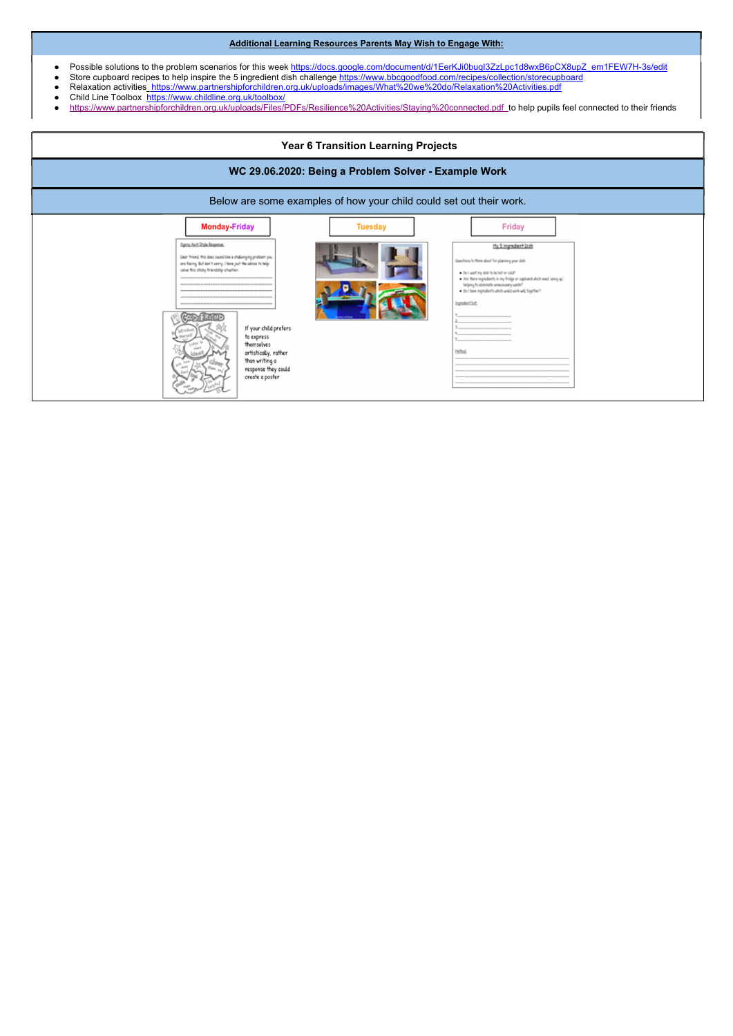**Additional Learning Resources Parents May Wish to Engage With:**

- Possible solutions to the problem scenarios for this week https://docs.google.com/document/d/1EerKJi0buqI3ZzLpc1d8wxB6pCX8upZ_em1FEW7H-3s/edit
- Store cupboard recipes to help inspire the 5 ingredient dish challenge https://www.bbcgoodfood.com/recipes/collection/storecupboard
- Relaxation activities https://www.partnershipforchildren.org.uk/uploads/images/What%20we%20do/Relaxation%20Activities.pdf
- Child Line Toolbox https://www.childline.org.uk/toolbox/
- https://www.partnershipforchildren.org.uk/uploads/Files/PDFs/Resilience%20Activities/Staying%20connected.pdf to help pupils feel connected to their friends

**Year 6 Transition Learning Projects**

**WC 29.06.2020: Being a Problem Solver - Example Work**

Below are some examples of how your child could set out their work.

**Monday-Friday**

Agony Aunt Style Response.

Dear friend, this does sound like a challenging problem you are facing. But don't worry, I have just the advice to help solve this sticky friendship situation:

If your child prefers to express themselves artistically, rather than writing a response they could create a poster

**Tuesday**

**Friday**

My 5 Ingredient Dish

Questions to think about for planning your dish:

- Do I want my dish to be hot or cold?
- Are there ingredients in my fridge or cupboard which need 'using up', helping to eliminate unnecessary waste?
- Do I have ingredients which would work well together?

Ingredient list:

1.
2.
3.
4.
5.

Method: